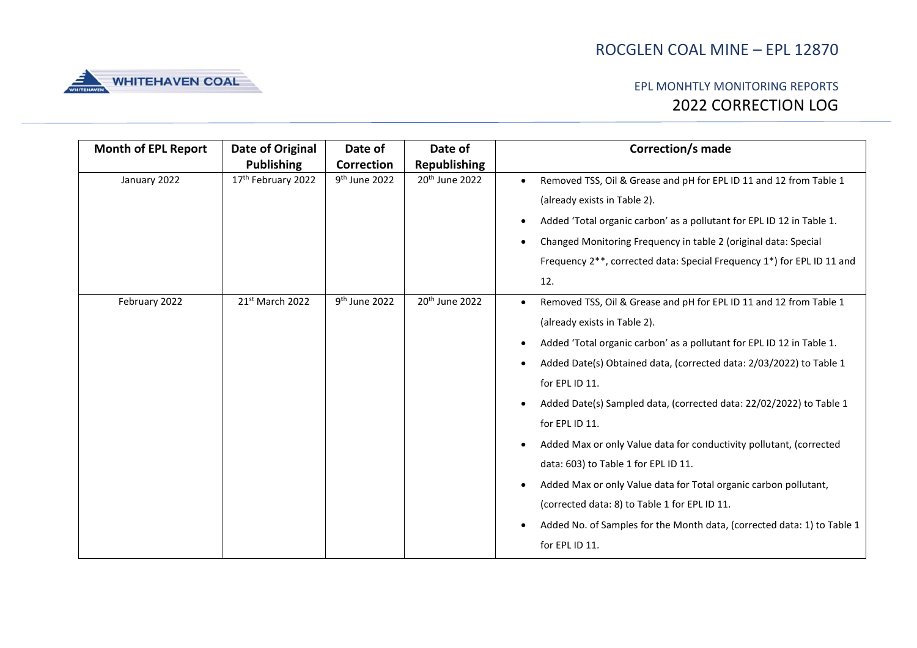# ROCGLEN COAL MINE – EPL 12870

## EPL MONHTLY MONITORING REPORTS
## 2022 CORRECTION LOG

| Month of EPL Report | Date of Original Publishing | Date of Correction | Date of Republishing | Correction/s made |
|---|---|---|---|---|
| January 2022 | 17th February 2022 | 9th June 2022 | 20th June 2022 | • Removed TSS, Oil & Grease and pH for EPL ID 11 and 12 from Table 1 (already exists in Table 2).<br>• Added 'Total organic carbon' as a pollutant for EPL ID 12 in Table 1.<br>• Changed Monitoring Frequency in table 2 (original data: Special Frequency 2**, corrected data: Special Frequency 1*) for EPL ID 11 and 12. |
| February 2022 | 21st March 2022 | 9th June 2022 | 20th June 2022 | • Removed TSS, Oil & Grease and pH for EPL ID 11 and 12 from Table 1 (already exists in Table 2).<br>• Added 'Total organic carbon' as a pollutant for EPL ID 12 in Table 1.<br>• Added Date(s) Obtained data, (corrected data: 2/03/2022) to Table 1 for EPL ID 11.<br>• Added Date(s) Sampled data, (corrected data: 22/02/2022) to Table 1 for EPL ID 11.<br>• Added Max or only Value data for conductivity pollutant, (corrected data: 603) to Table 1 for EPL ID 11.<br>• Added Max or only Value data for Total organic carbon pollutant, (corrected data: 8) to Table 1 for EPL ID 11.<br>• Added No. of Samples for the Month data, (corrected data: 1) to Table 1 for EPL ID 11. |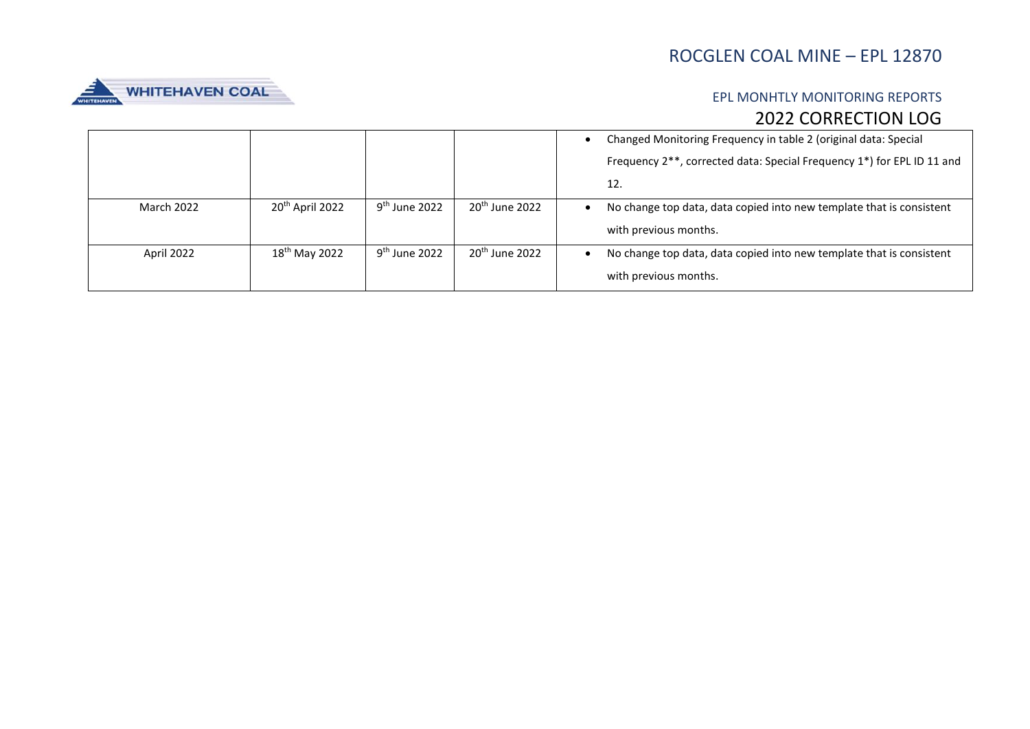| | | | | |
|---|---|---|---|---|
| | | | | • Changed Monitoring Frequency in table 2 (original data: Special Frequency 2**, corrected data: Special Frequency 1*) for EPL ID 11 and 12. |
| March 2022 | 20th April 2022 | 9th June 2022 | 20th June 2022 | • No change top data, data copied into new template that is consistent with previous months. |
| April 2022 | 18th May 2022 | 9th June 2022 | 20th June 2022 | • No change top data, data copied into new template that is consistent with previous months. |